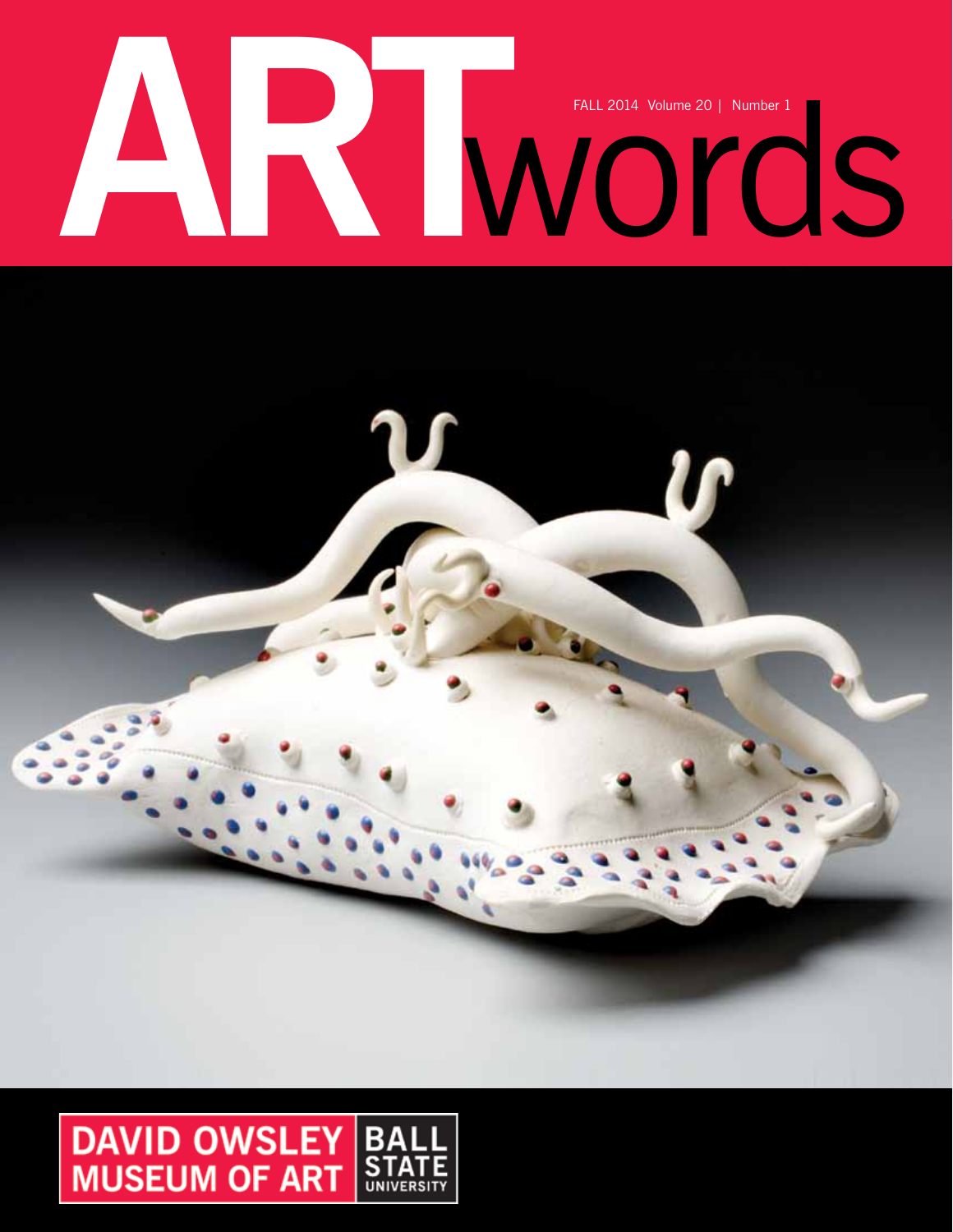# ARTwords

FALL 2014 Volume 20 | Number 1

DAVID OWSLEY MUSEUM OF ART

BALL STATE UNIVERSITY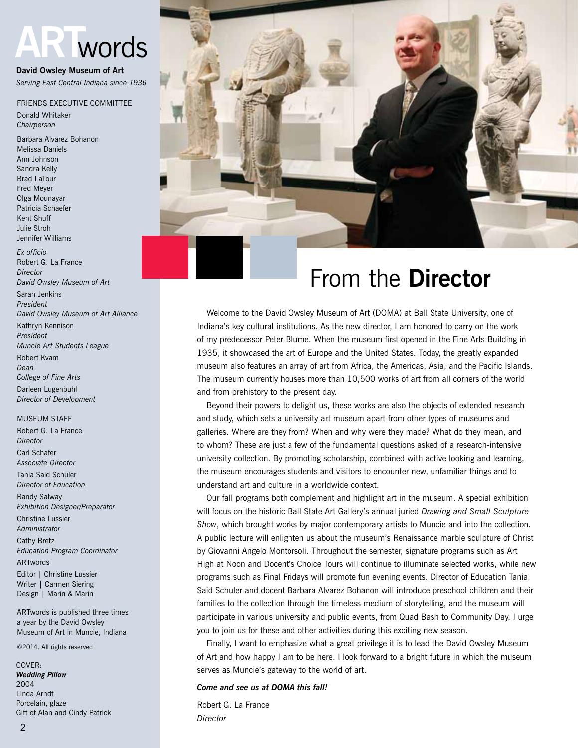# ARTwords

**David Owsley Museum of Art**
*Serving East Central Indiana since 1936*

FRIENDS EXECUTIVE COMMITTEE

Donald Whitaker
*Chairperson*

Barbara Alvarez Bohanon
Melissa Daniels
Ann Johnson
Sandra Kelly
Brad LaTour
Fred Meyer
Olga Mounayar
Patricia Schaefer
Kent Shuff
Julie Stroh
Jennifer Williams

*Ex officio*

Robert G. La France
*Director*
*David Owsley Museum of Art*

Sarah Jenkins
*President*
*David Owsley Museum of Art Alliance*

Kathryn Kennison
*President*
*Muncie Art Students League*

Robert Kvam
*Dean*
*College of Fine Arts*

Darleen Lugenbuhl
*Director of Development*

MUSEUM STAFF

Robert G. La France
*Director*

Carl Schafer
*Associate Director*

Tania Said Schuler
*Director of Education*

Randy Salway
*Exhibition Designer/Preparator*

Christine Lussier
*Administrator*

Cathy Bretz
*Education Program Coordinator*

ARTwords

Editor | Christine Lussier
Writer | Carmen Siering
Design | Marin & Marin

ARTwords is published three times a year by the David Owsley Museum of Art in Muncie, Indiana

©2014. All rights reserved

COVER:
***Wedding Pillow***
2004
Linda Arndt
Porcelain, glaze
Gift of Alan and Cindy Patrick

## From the **Director**

Welcome to the David Owsley Museum of Art (DOMA) at Ball State University, one of Indiana's key cultural institutions. As the new director, I am honored to carry on the work of my predecessor Peter Blume. When the museum first opened in the Fine Arts Building in 1935, it showcased the art of Europe and the United States. Today, the greatly expanded museum also features an array of art from Africa, the Americas, Asia, and the Pacific Islands. The museum currently houses more than 10,500 works of art from all corners of the world and from prehistory to the present day.

Beyond their powers to delight us, these works are also the objects of extended research and study, which sets a university art museum apart from other types of museums and galleries. Where are they from? When and why were they made? What do they mean, and to whom? These are just a few of the fundamental questions asked of a research-intensive university collection. By promoting scholarship, combined with active looking and learning, the museum encourages students and visitors to encounter new, unfamiliar things and to understand art and culture in a worldwide context.

Our fall programs both complement and highlight art in the museum. A special exhibition will focus on the historic Ball State Art Gallery's annual juried *Drawing and Small Sculpture Show*, which brought works by major contemporary artists to Muncie and into the collection. A public lecture will enlighten us about the museum's Renaissance marble sculpture of Christ by Giovanni Angelo Montorsoli. Throughout the semester, signature programs such as Art High at Noon and Docent's Choice Tours will continue to illuminate selected works, while new programs such as Final Fridays will promote fun evening events. Director of Education Tania Said Schuler and docent Barbara Alvarez Bohanon will introduce preschool children and their families to the collection through the timeless medium of storytelling, and the museum will participate in various university and public events, from Quad Bash to Community Day. I urge you to join us for these and other activities during this exciting new season.

Finally, I want to emphasize what a great privilege it is to lead the David Owsley Museum of Art and how happy I am to be here. I look forward to a bright future in which the museum serves as Muncie's gateway to the world of art.

***Come and see us at DOMA this fall!***

Robert G. La France
*Director*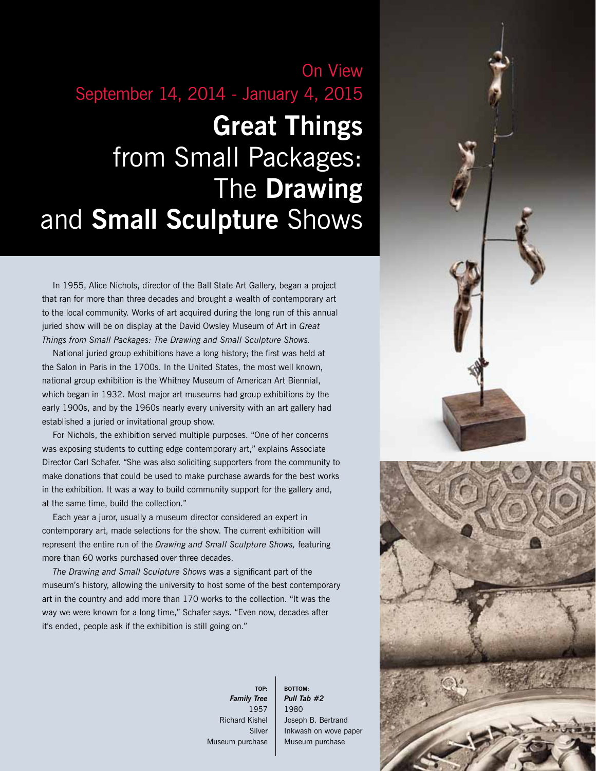On View
September 14, 2014 - January 4, 2015

# **Great Things** from Small Packages: The **Drawing** and **Small Sculpture** Shows

In 1955, Alice Nichols, director of the Ball State Art Gallery, began a project that ran for more than three decades and brought a wealth of contemporary art to the local community. Works of art acquired during the long run of this annual juried show will be on display at the David Owsley Museum of Art in *Great Things from Small Packages: The Drawing and Small Sculpture Shows.*

National juried group exhibitions have a long history; the first was held at the Salon in Paris in the 1700s. In the United States, the most well known, national group exhibition is the Whitney Museum of American Art Biennial, which began in 1932. Most major art museums had group exhibitions by the early 1900s, and by the 1960s nearly every university with an art gallery had established a juried or invitational group show.

For Nichols, the exhibition served multiple purposes. "One of her concerns was exposing students to cutting edge contemporary art," explains Associate Director Carl Schafer. "She was also soliciting supporters from the community to make donations that could be used to make purchase awards for the best works in the exhibition. It was a way to build community support for the gallery and, at the same time, build the collection."

Each year a juror, usually a museum director considered an expert in contemporary art, made selections for the show. The current exhibition will represent the entire run of the *Drawing and Small Sculpture Shows,* featuring more than 60 works purchased over three decades.

*The Drawing and Small Sculpture Shows* was a significant part of the museum's history, allowing the university to host some of the best contemporary art in the country and add more than 170 works to the collection. "It was the way we were known for a long time," Schafer says. "Even now, decades after it's ended, people ask if the exhibition is still going on."

**TOP:**
***Family Tree***
1957
Richard Kishel
Silver
Museum purchase

**BOTTOM:**
***Pull Tab #2***
1980
Joseph B. Bertrand
Inkwash on wove paper
Museum purchase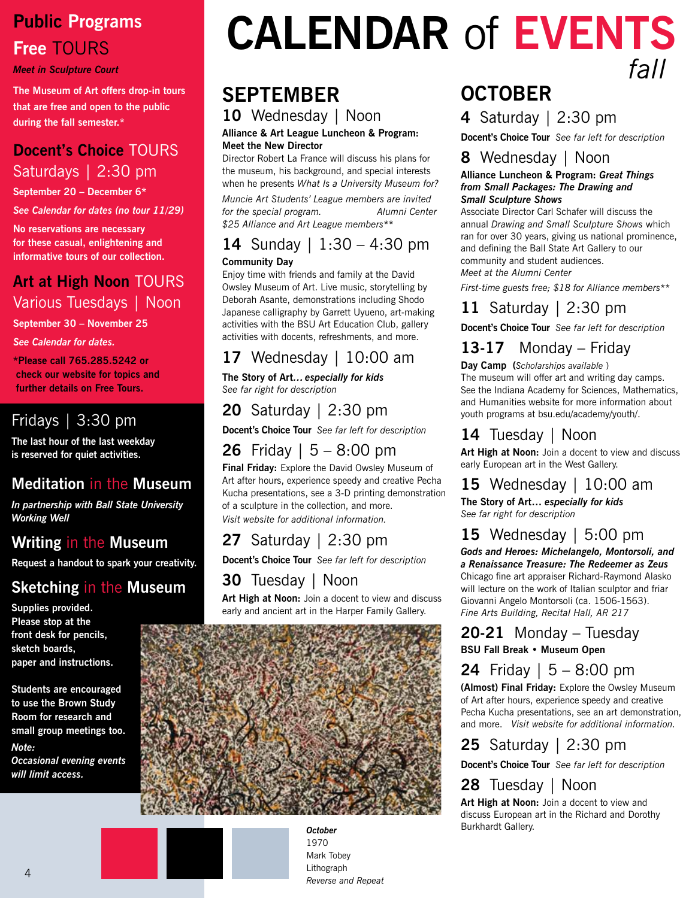## Public Programs

### Free TOURS

***Meet in Sculpture Court***

**The Museum of Art offers drop-in tours that are free and open to the public during the fall semester.***

### Docent's Choice TOURS

Saturdays | 2:30 pm

**September 20 – December 6***

***See Calendar for dates (no tour 11/29)***

**No reservations are necessary for these casual, enlightening and informative tours of our collection.**

### Art at High Noon TOURS

Various Tuesdays | Noon

**September 30 – November 25**

***See Calendar for dates.***

***Please call 765.285.5242 or check our website for topics and further details on Free Tours.**

### Fridays | 3:30 pm

**The last hour of the last weekday is reserved for quiet activities.**

### Meditation in the Museum

***In partnership with Ball State University Working Well***

### Writing in the Museum

**Request a handout to spark your creativity.**

### Sketching in the Museum

**Supplies provided. Please stop at the front desk for pencils, sketch boards, paper and instructions.**

**Students are encouraged to use the Brown Study Room for research and small group meetings too.**

***Note: Occasional evening events will limit access.***

# CALENDAR of EVENTS *fall*

## SEPTEMBER

### 10 Wednesday | Noon

**Alliance & Art League Luncheon & Program: Meet the New Director**

Director Robert La France will discuss his plans for the museum, his background, and special interests when he presents *What Is a University Museum for?*

*Muncie Art Students' League members are invited for the special program. Alumni Center $25 Alliance and Art League members***

### 14 Sunday | 1:30 – 4:30 pm

**Community Day**

Enjoy time with friends and family at the David Owsley Museum of Art. Live music, storytelling by Deborah Asante, demonstrations including Shodo Japanese calligraphy by Garrett Uyueno, art-making activities with the BSU Art Education Club, gallery activities with docents, refreshments, and more.

### 17 Wednesday | 10:00 am

**The Story of Art…** ***especially for kids***

*See far right for description*

### 20 Saturday | 2:30 pm

**Docent's Choice Tour** *See far left for description*

### 26 Friday | 5 – 8:00 pm

**Final Friday:** Explore the David Owsley Museum of Art after hours, experience speedy and creative Pecha Kucha presentations, see a 3-D printing demonstration of a sculpture in the collection, and more.

*Visit website for additional information.*

### 27 Saturday | 2:30 pm

**Docent's Choice Tour** *See far left for description*

### 30 Tuesday | Noon

**Art High at Noon:** Join a docent to view and discuss early and ancient art in the Harper Family Gallery.

## OCTOBER

### 4 Saturday | 2:30 pm

**Docent's Choice Tour** *See far left for description*

### 8 Wednesday | Noon

**Alliance Luncheon & Program:** ***Great Things from Small Packages: The Drawing and Small Sculpture Shows***

Associate Director Carl Schafer will discuss the annual *Drawing and Small Sculpture Shows* which ran for over 30 years, giving us national prominence, and defining the Ball State Art Gallery to our community and student audiences.

*Meet at the Alumni Center*

*First-time guests free; $18 for Alliance members***

### 11 Saturday | 2:30 pm

**Docent's Choice Tour** *See far left for description*

### 13-17 Monday – Friday

**Day Camp** (*Scholarships available* )

The museum will offer art and writing day camps. See the Indiana Academy for Sciences, Mathematics, and Humanities website for more information about youth programs at bsu.edu/academy/youth/.

### 14 Tuesday | Noon

**Art High at Noon:** Join a docent to view and discuss early European art in the West Gallery.

### 15 Wednesday | 10:00 am

**The Story of Art…** ***especially for kids***

*See far right for description*

### 15 Wednesday | 5:00 pm

***Gods and Heroes: Michelangelo, Montorsoli, and a Renaissance Treasure: The Redeemer as Zeus***

Chicago fine art appraiser Richard-Raymond Alasko will lecture on the work of Italian sculptor and friar Giovanni Angelo Montorsoli (ca. 1506-1563).

*Fine Arts Building, Recital Hall, AR 217*

### 20-21 Monday – Tuesday

**BSU Fall Break • Museum Open**

### 24 Friday | 5 – 8:00 pm

**(Almost) Final Friday:** Explore the Owsley Museum of Art after hours, experience speedy and creative Pecha Kucha presentations, see an art demonstration, and more. *Visit website for additional information.*

### 25 Saturday | 2:30 pm

**Docent's Choice Tour** *See far left for description*

### 28 Tuesday | Noon

**Art High at Noon:** Join a docent to view and discuss European art in the Richard and Dorothy Burkhardt Gallery.

***October***
1970
Mark Tobey
Lithograph
*Reverse and Repeat*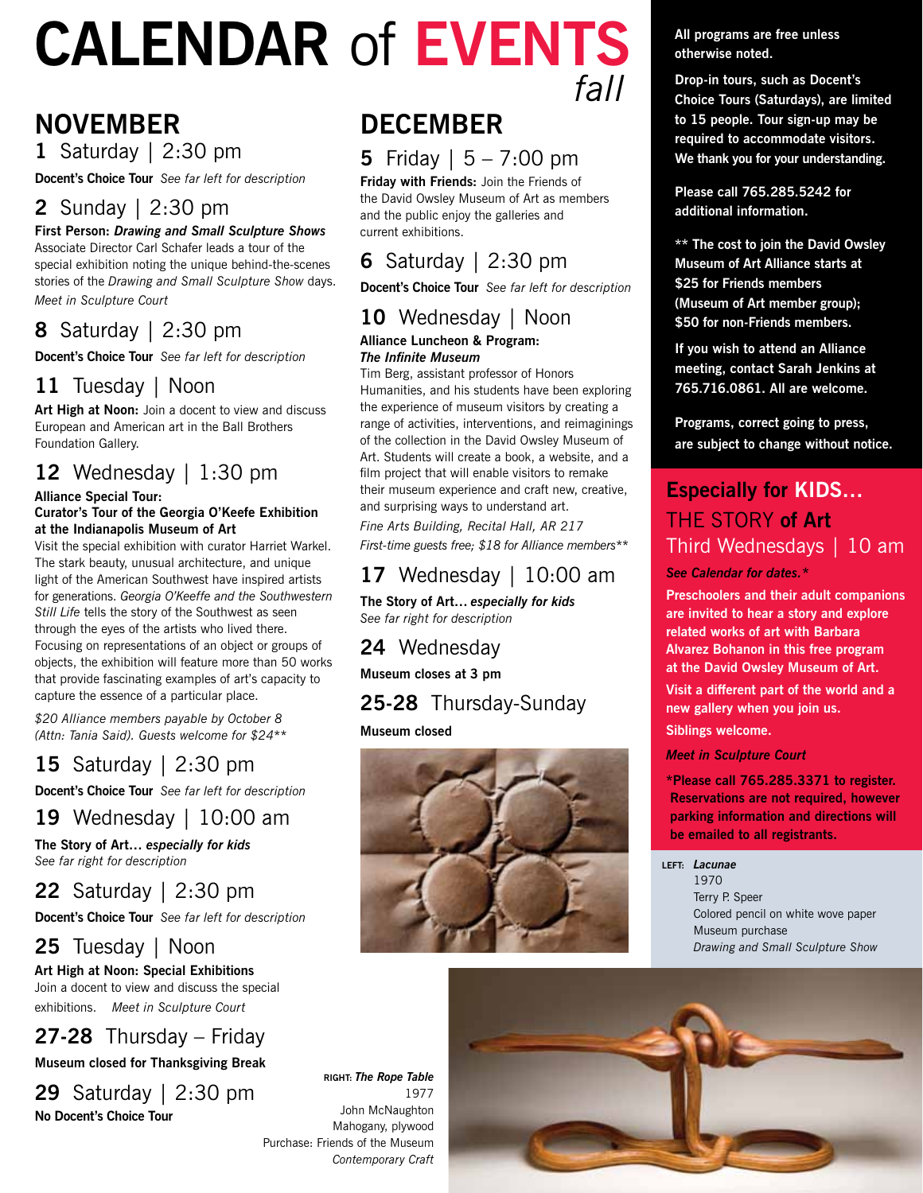# CALENDAR of EVENTS *fall*

## NOVEMBER

### 1 Saturday | 2:30 pm

**Docent's Choice Tour** *See far left for description*

### 2 Sunday | 2:30 pm

**First Person: *Drawing and Small Sculpture Shows***
Associate Director Carl Schafer leads a tour of the special exhibition noting the unique behind-the-scenes stories of the *Drawing and Small Sculpture Show* days.
*Meet in Sculpture Court*

### 8 Saturday | 2:30 pm

**Docent's Choice Tour** *See far left for description*

### 11 Tuesday | Noon

**Art High at Noon:** Join a docent to view and discuss European and American art in the Ball Brothers Foundation Gallery.

### 12 Wednesday | 1:30 pm

**Alliance Special Tour:**
**Curator's Tour of the Georgia O'Keefe Exhibition at the Indianapolis Museum of Art**
Visit the special exhibition with curator Harriet Warkel. The stark beauty, unusual architecture, and unique light of the American Southwest have inspired artists for generations. *Georgia O'Keeffe and the Southwestern Still Life* tells the story of the Southwest as seen through the eyes of the artists who lived there. Focusing on representations of an object or groups of objects, the exhibition will feature more than 50 works that provide fascinating examples of art's capacity to capture the essence of a particular place.

*$20 Alliance members payable by October 8 (Attn: Tania Said). Guests welcome for $24***

### 15 Saturday | 2:30 pm

**Docent's Choice Tour** *See far left for description*

### 19 Wednesday | 10:00 am

**The Story of Art... *especially for kids***
*See far right for description*

### 22 Saturday | 2:30 pm

**Docent's Choice Tour** *See far left for description*

### 25 Tuesday | Noon

**Art High at Noon: Special Exhibitions**
Join a docent to view and discuss the special exhibitions. *Meet in Sculpture Court*

### 27-28 Thursday – Friday

**Museum closed for Thanksgiving Break**

### 29 Saturday | 2:30 pm

**No Docent's Choice Tour**

## DECEMBER

### 5 Friday | 5 – 7:00 pm

**Friday with Friends:** Join the Friends of the David Owsley Museum of Art as members and the public enjoy the galleries and current exhibitions.

### 6 Saturday | 2:30 pm

**Docent's Choice Tour** *See far left for description*

### 10 Wednesday | Noon

**Alliance Luncheon & Program:**
***The Infinite Museum***
Tim Berg, assistant professor of Honors Humanities, and his students have been exploring the experience of museum visitors by creating a range of activities, interventions, and reimaginings of the collection in the David Owsley Museum of Art. Students will create a book, a website, and a film project that will enable visitors to remake their museum experience and craft new, creative, and surprising ways to understand art.
*Fine Arts Building, Recital Hall, AR 217*
*First-time guests free; $18 for Alliance members***

### 17 Wednesday | 10:00 am

**The Story of Art... *especially for kids***
*See far right for description*

### 24 Wednesday

**Museum closes at 3 pm**

### 25-28 Thursday-Sunday

**Museum closed**

**All programs are free unless otherwise noted.**

**Drop-in tours, such as Docent's Choice Tours (Saturdays), are limited to 15 people. Tour sign-up may be required to accommodate visitors. We thank you for your understanding.**

**Please call 765.285.5242 for additional information.**

**** The cost to join the David Owsley Museum of Art Alliance starts at $25 for Friends members (Museum of Art member group); $50 for non-Friends members.**

**If you wish to attend an Alliance meeting, contact Sarah Jenkins at 765.716.0861. All are welcome.**

**Programs, correct going to press, are subject to change without notice.**

## Especially for KIDS...

### THE STORY of Art

### Third Wednesdays | 10 am

***See Calendar for dates.****

**Preschoolers and their adult companions are invited to hear a story and explore related works of art with Barbara Alvarez Bohanon in this free program at the David Owsley Museum of Art.**

**Visit a different part of the world and a new gallery when you join us.**

**Siblings welcome.**

***Meet in Sculpture Court***

***Please call 765.285.3371 to register. Reservations are not required, however parking information and directions will be emailed to all registrants.**

LEFT: ***Lacunae***
1970
Terry P. Speer
Colored pencil on white wove paper
Museum purchase
*Drawing and Small Sculpture Show*

RIGHT: ***The Rope Table***
1977
John McNaughton
Mahogany, plywood
Purchase: Friends of the Museum
*Contemporary Craft*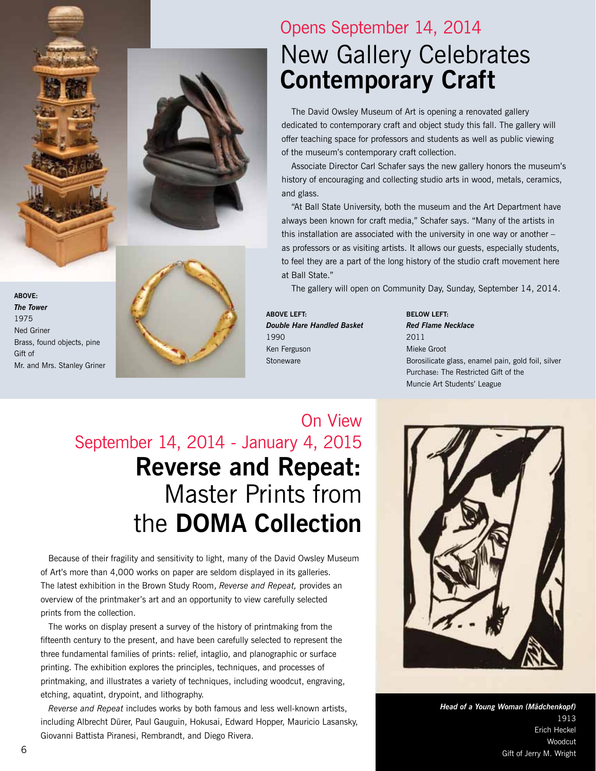Opens September 14, 2014

# New Gallery Celebrates **Contemporary Craft**

The David Owsley Museum of Art is opening a renovated gallery dedicated to contemporary craft and object study this fall. The gallery will offer teaching space for professors and students as well as public viewing of the museum's contemporary craft collection.

Associate Director Carl Schafer says the new gallery honors the museum's history of encouraging and collecting studio arts in wood, metals, ceramics, and glass.

"At Ball State University, both the museum and the Art Department have always been known for craft media," Schafer says. "Many of the artists in this installation are associated with the university in one way or another – as professors or as visiting artists. It allows our guests, especially students, to feel they are a part of the long history of the studio craft movement here at Ball State."

The gallery will open on Community Day, Sunday, September 14, 2014.

**ABOVE:**
***The Tower***
1975
Ned Griner
Brass, found objects, pine
Gift of
Mr. and Mrs. Stanley Griner

**ABOVE LEFT:**
***Double Hare Handled Basket***
1990
Ken Ferguson
Stoneware

**BELOW LEFT:**
***Red Flame Necklace***
2011
Mieke Groot
Borosilicate glass, enamel pain, gold foil, silver
Purchase: The Restricted Gift of the
Muncie Art Students' League

On View
September 14, 2014 - January 4, 2015

# **Reverse and Repeat:** Master Prints from the **DOMA Collection**

Because of their fragility and sensitivity to light, many of the David Owsley Museum of Art's more than 4,000 works on paper are seldom displayed in its galleries. The latest exhibition in the Brown Study Room, *Reverse and Repeat,* provides an overview of the printmaker's art and an opportunity to view carefully selected prints from the collection.

The works on display present a survey of the history of printmaking from the fifteenth century to the present, and have been carefully selected to represent the three fundamental families of prints: relief, intaglio, and planographic or surface printing. The exhibition explores the principles, techniques, and processes of printmaking, and illustrates a variety of techniques, including woodcut, engraving, etching, aquatint, drypoint, and lithography.

*Reverse and Repeat* includes works by both famous and less well-known artists, including Albrecht Dürer, Paul Gauguin, Hokusai, Edward Hopper, Mauricio Lasansky, Giovanni Battista Piranesi, Rembrandt, and Diego Rivera.

***Head of a Young Woman (Mädchenkopf)***
1913
Erich Heckel
Woodcut
Gift of Jerry M. Wright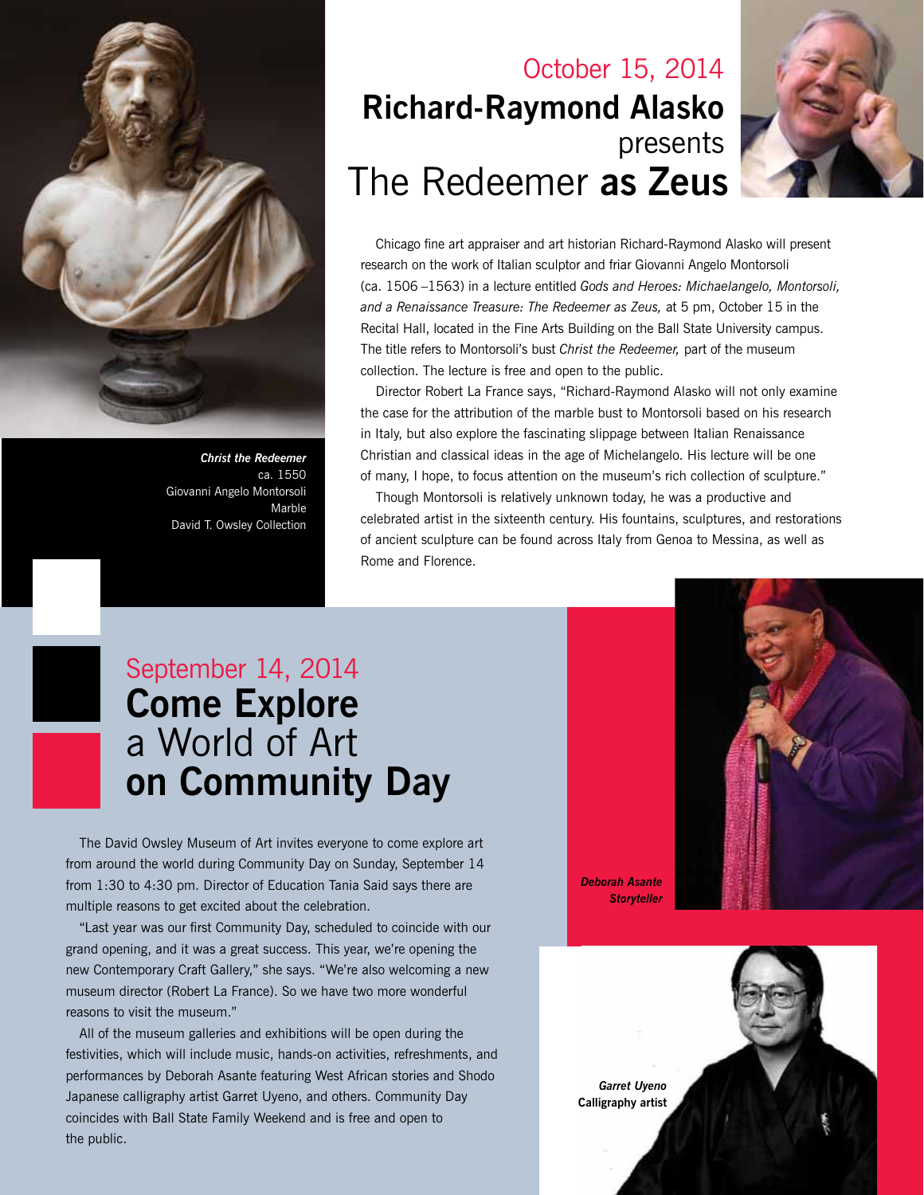Christ the Redeemer
ca. 1550
Giovanni Angelo Montorsoli
Marble
David T. Owsley Collection

## October 15, 2014

# Richard-Raymond Alasko presents The Redeemer **as Zeus**

Chicago fine art appraiser and art historian Richard-Raymond Alasko will present research on the work of Italian sculptor and friar Giovanni Angelo Montorsoli (ca. 1506 –1563) in a lecture entitled *Gods and Heroes: Michaelangelo, Montorsoli, and a Renaissance Treasure: The Redeemer as Zeus,* at 5 pm, October 15 in the Recital Hall, located in the Fine Arts Building on the Ball State University campus. The title refers to Montorsoli's bust *Christ the Redeemer,* part of the museum collection. The lecture is free and open to the public.

Director Robert La France says, "Richard-Raymond Alasko will not only examine the case for the attribution of the marble bust to Montorsoli based on his research in Italy, but also explore the fascinating slippage between Italian Renaissance Christian and classical ideas in the age of Michelangelo. His lecture will be one of many, I hope, to focus attention on the museum's rich collection of sculpture."

Though Montorsoli is relatively unknown today, he was a productive and celebrated artist in the sixteenth century. His fountains, sculptures, and restorations of ancient sculpture can be found across Italy from Genoa to Messina, as well as Rome and Florence.

## September 14, 2014

# Come Explore a World of Art on Community Day

The David Owsley Museum of Art invites everyone to come explore art from around the world during Community Day on Sunday, September 14 from 1:30 to 4:30 pm. Director of Education Tania Said says there are multiple reasons to get excited about the celebration.

"Last year was our first Community Day, scheduled to coincide with our grand opening, and it was a great success. This year, we're opening the new Contemporary Craft Gallery," she says. "We're also welcoming a new museum director (Robert La France). So we have two more wonderful reasons to visit the museum."

All of the museum galleries and exhibitions will be open during the festivities, which will include music, hands-on activities, refreshments, and performances by Deborah Asante featuring West African stories and Shodo Japanese calligraphy artist Garret Uyeno, and others. Community Day coincides with Ball State Family Weekend and is free and open to the public.

***Deborah Asante***
***Storyteller***

***Garret Uyeno***
**Calligraphy artist**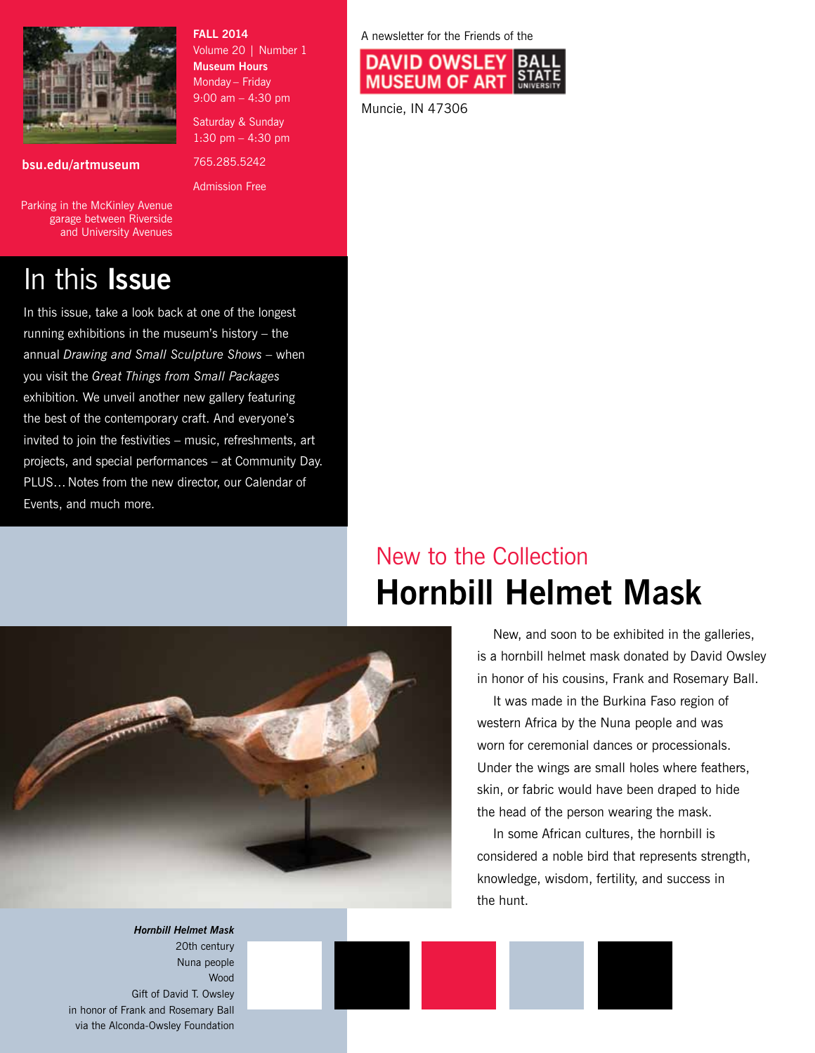**FALL 2014**
Volume 20 | Number 1

**Museum Hours**
Monday – Friday
9:00 am – 4:30 pm

Saturday & Sunday
1:30 pm – 4:30 pm

765.285.5242

Admission Free

**bsu.edu/artmuseum**

Parking in the McKinley Avenue garage between Riverside and University Avenues

A newsletter for the Friends of the

DAVID OWSLEY MUSEUM OF ART
BALL STATE UNIVERSITY

Muncie, IN 47306

# In this **Issue**

In this issue, take a look back at one of the longest running exhibitions in the museum's history – the annual *Drawing and Small Sculpture Shows* – when you visit the *Great Things from Small Packages* exhibition. We unveil another new gallery featuring the best of the contemporary craft. And everyone's invited to join the festivities – music, refreshments, art projects, and special performances – at Community Day. PLUS… Notes from the new director, our Calendar of Events, and much more.

## New to the Collection

# Hornbill Helmet Mask

New, and soon to be exhibited in the galleries, is a hornbill helmet mask donated by David Owsley in honor of his cousins, Frank and Rosemary Ball.

It was made in the Burkina Faso region of western Africa by the Nuna people and was worn for ceremonial dances or processionals. Under the wings are small holes where feathers, skin, or fabric would have been draped to hide the head of the person wearing the mask.

In some African cultures, the hornbill is considered a noble bird that represents strength, knowledge, wisdom, fertility, and success in the hunt.

***Hornbill Helmet Mask***
20th century
Nuna people
Wood
Gift of David T. Owsley
in honor of Frank and Rosemary Ball
via the Alconda-Owsley Foundation